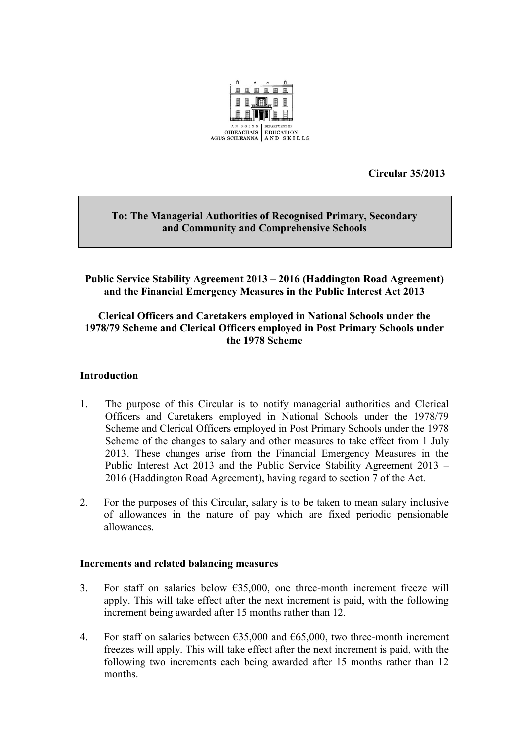AN ROINN OIDEACHAIS AGUS SCILEANNA | DEPARTMENT OF EDUCATION AND SKILLS

**Circular 35/2013**

**To: The Managerial Authorities of Recognised Primary, Secondary and Community and Comprehensive Schools**

**Public Service Stability Agreement 2013 – 2016 (Haddington Road Agreement) and the Financial Emergency Measures in the Public Interest Act 2013**

**Clerical Officers and Caretakers employed in National Schools under the 1978/79 Scheme and Clerical Officers employed in Post Primary Schools under the 1978 Scheme**

## Introduction

1. The purpose of this Circular is to notify managerial authorities and Clerical Officers and Caretakers employed in National Schools under the 1978/79 Scheme and Clerical Officers employed in Post Primary Schools under the 1978 Scheme of the changes to salary and other measures to take effect from 1 July 2013. These changes arise from the Financial Emergency Measures in the Public Interest Act 2013 and the Public Service Stability Agreement 2013 – 2016 (Haddington Road Agreement), having regard to section 7 of the Act.

2. For the purposes of this Circular, salary is to be taken to mean salary inclusive of allowances in the nature of pay which are fixed periodic pensionable allowances.

## Increments and related balancing measures

3. For staff on salaries below €35,000, one three-month increment freeze will apply. This will take effect after the next increment is paid, with the following increment being awarded after 15 months rather than 12.

4. For staff on salaries between €35,000 and €65,000, two three-month increment freezes will apply. This will take effect after the next increment is paid, with the following two increments each being awarded after 15 months rather than 12 months.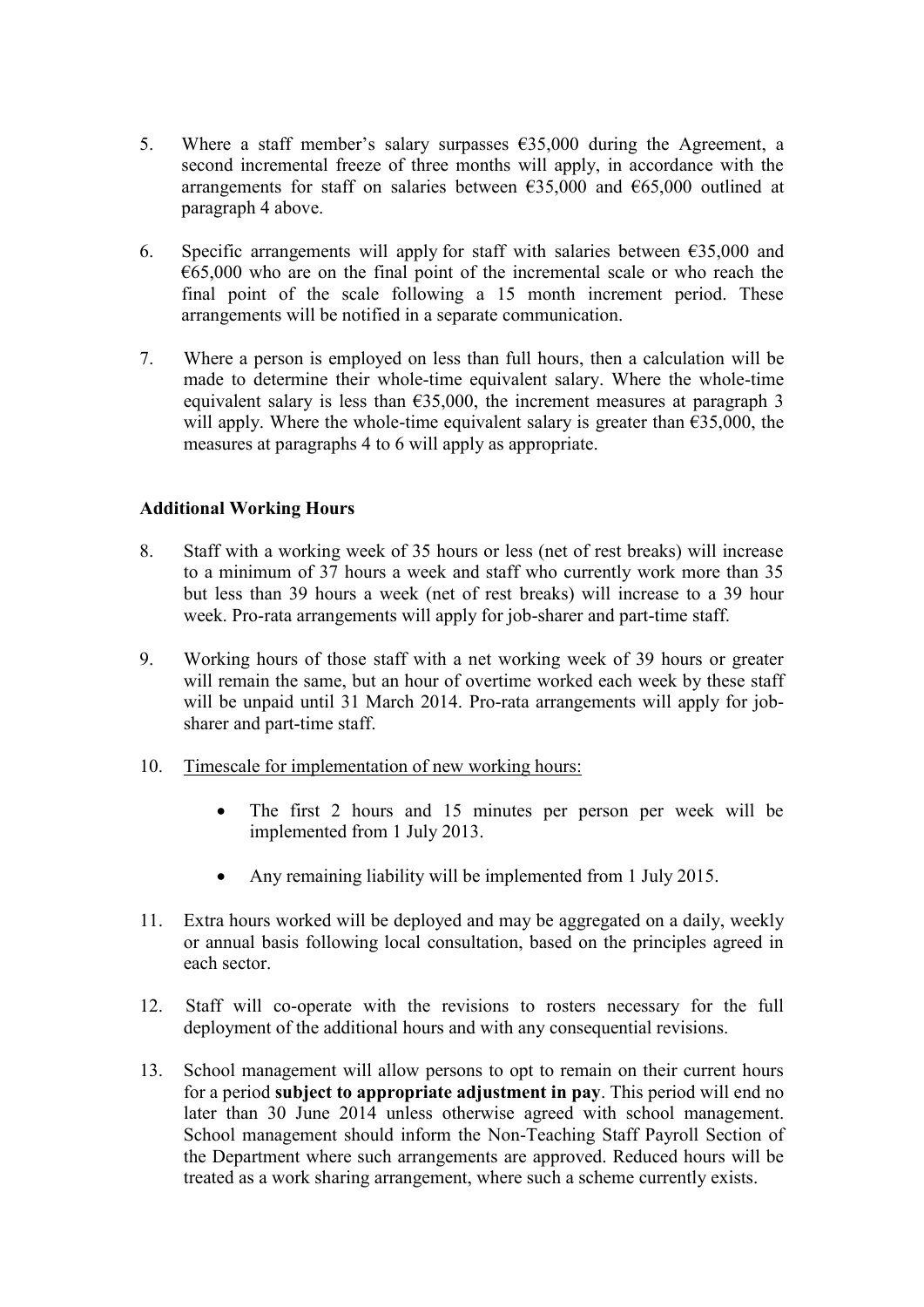5. Where a staff member's salary surpasses €35,000 during the Agreement, a second incremental freeze of three months will apply, in accordance with the arrangements for staff on salaries between €35,000 and €65,000 outlined at paragraph 4 above.

6. Specific arrangements will apply for staff with salaries between €35,000 and €65,000 who are on the final point of the incremental scale or who reach the final point of the scale following a 15 month increment period. These arrangements will be notified in a separate communication.

7. Where a person is employed on less than full hours, then a calculation will be made to determine their whole-time equivalent salary. Where the whole-time equivalent salary is less than €35,000, the increment measures at paragraph 3 will apply. Where the whole-time equivalent salary is greater than €35,000, the measures at paragraphs 4 to 6 will apply as appropriate.

**Additional Working Hours**

8. Staff with a working week of 35 hours or less (net of rest breaks) will increase to a minimum of 37 hours a week and staff who currently work more than 35 but less than 39 hours a week (net of rest breaks) will increase to a 39 hour week. Pro-rata arrangements will apply for job-sharer and part-time staff.

9. Working hours of those staff with a net working week of 39 hours or greater will remain the same, but an hour of overtime worked each week by these staff will be unpaid until 31 March 2014. Pro-rata arrangements will apply for job-sharer and part-time staff.

10. Timescale for implementation of new working hours:

    - The first 2 hours and 15 minutes per person per week will be implemented from 1 July 2013.
    - Any remaining liability will be implemented from 1 July 2015.

11. Extra hours worked will be deployed and may be aggregated on a daily, weekly or annual basis following local consultation, based on the principles agreed in each sector.

12. Staff will co-operate with the revisions to rosters necessary for the full deployment of the additional hours and with any consequential revisions.

13. School management will allow persons to opt to remain on their current hours for a period **subject to appropriate adjustment in pay**. This period will end no later than 30 June 2014 unless otherwise agreed with school management. School management should inform the Non-Teaching Staff Payroll Section of the Department where such arrangements are approved. Reduced hours will be treated as a work sharing arrangement, where such a scheme currently exists.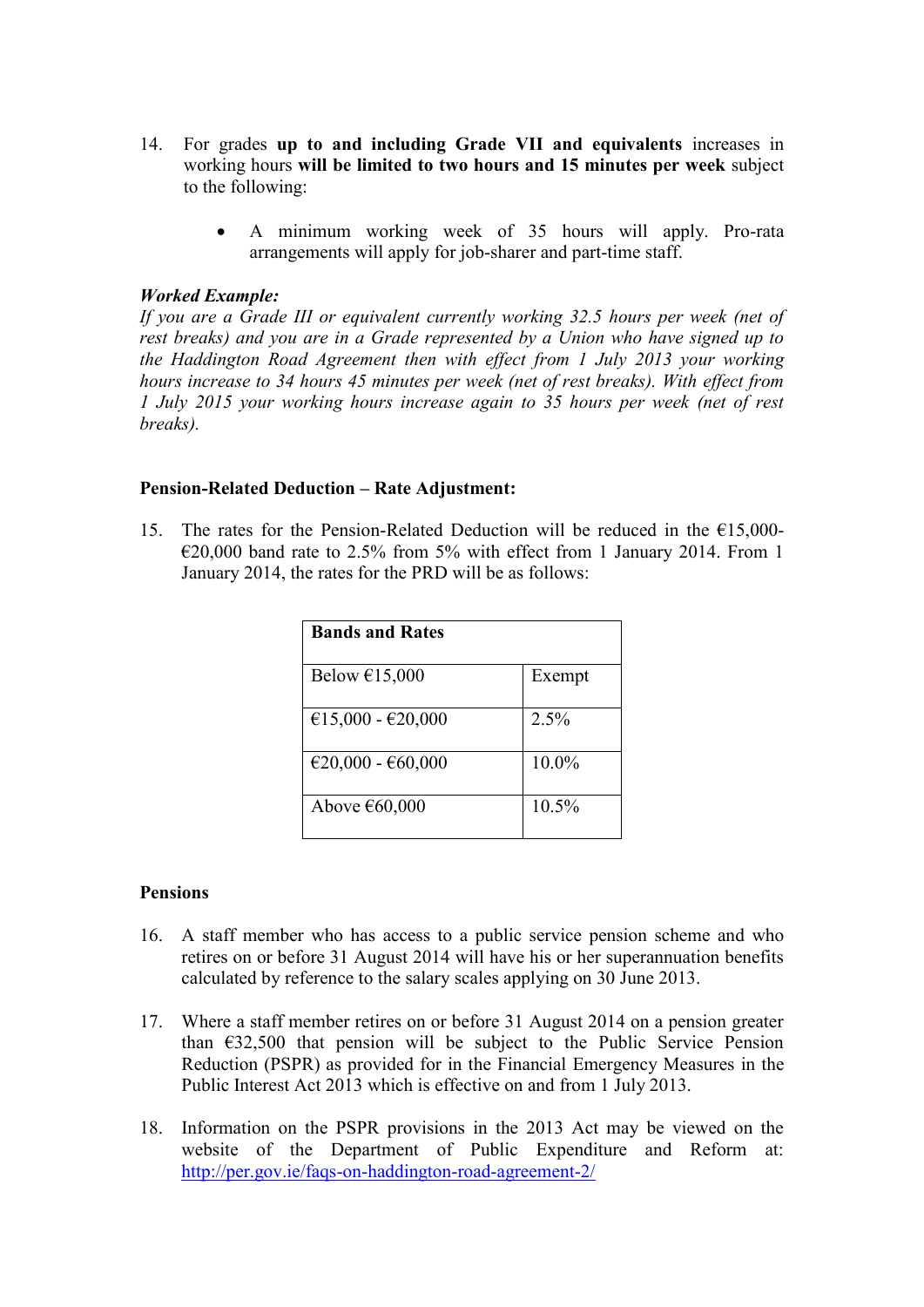14. For grades **up to and including Grade VII and equivalents** increases in working hours **will be limited to two hours and 15 minutes per week** subject to the following:

    - A minimum working week of 35 hours will apply. Pro-rata arrangements will apply for job-sharer and part-time staff.

***Worked Example:***
*If you are a Grade III or equivalent currently working 32.5 hours per week (net of rest breaks) and you are in a Grade represented by a Union who have signed up to the Haddington Road Agreement then with effect from 1 July 2013 your working hours increase to 34 hours 45 minutes per week (net of rest breaks). With effect from 1 July 2015 your working hours increase again to 35 hours per week (net of rest breaks).*

**Pension-Related Deduction – Rate Adjustment:**

15. The rates for the Pension-Related Deduction will be reduced in the €15,000-€20,000 band rate to 2.5% from 5% with effect from 1 January 2014. From 1 January 2014, the rates for the PRD will be as follows:

| Bands and Rates | |
|---|---|
| Below €15,000 | Exempt |
| €15,000 - €20,000 | 2.5% |
| €20,000 - €60,000 | 10.0% |
| Above €60,000 | 10.5% |

**Pensions**

16. A staff member who has access to a public service pension scheme and who retires on or before 31 August 2014 will have his or her superannuation benefits calculated by reference to the salary scales applying on 30 June 2013.

17. Where a staff member retires on or before 31 August 2014 on a pension greater than €32,500 that pension will be subject to the Public Service Pension Reduction (PSPR) as provided for in the Financial Emergency Measures in the Public Interest Act 2013 which is effective on and from 1 July 2013.

18. Information on the PSPR provisions in the 2013 Act may be viewed on the website of the Department of Public Expenditure and Reform at: http://per.gov.ie/faqs-on-haddington-road-agreement-2/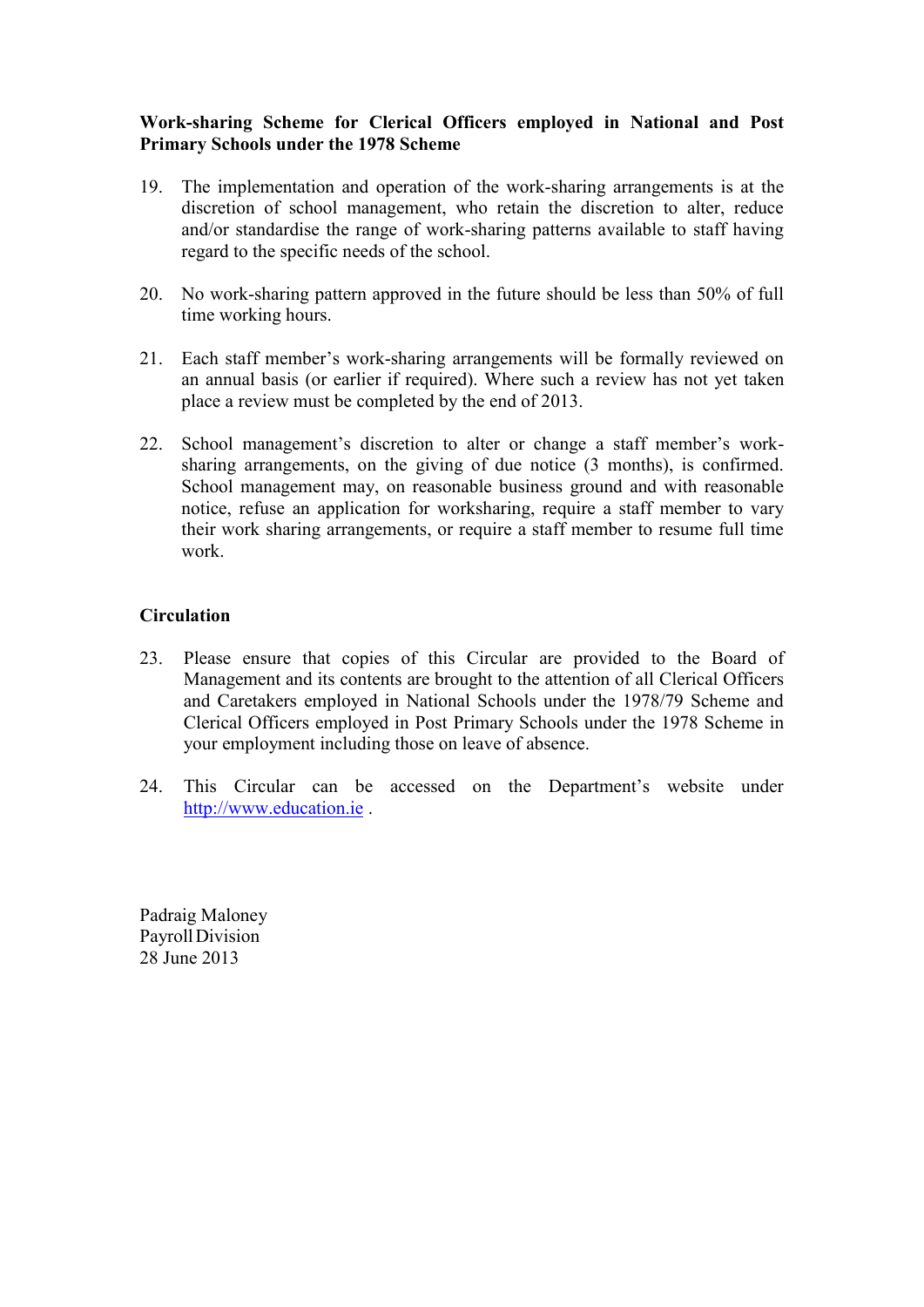**Work-sharing Scheme for Clerical Officers employed in National and Post Primary Schools under the 1978 Scheme**

19. The implementation and operation of the work-sharing arrangements is at the discretion of school management, who retain the discretion to alter, reduce and/or standardise the range of work-sharing patterns available to staff having regard to the specific needs of the school.

20. No work-sharing pattern approved in the future should be less than 50% of full time working hours.

21. Each staff member's work-sharing arrangements will be formally reviewed on an annual basis (or earlier if required). Where such a review has not yet taken place a review must be completed by the end of 2013.

22. School management's discretion to alter or change a staff member's work-sharing arrangements, on the giving of due notice (3 months), is confirmed. School management may, on reasonable business ground and with reasonable notice, refuse an application for worksharing, require a staff member to vary their work sharing arrangements, or require a staff member to resume full time work.

**Circulation**

23. Please ensure that copies of this Circular are provided to the Board of Management and its contents are brought to the attention of all Clerical Officers and Caretakers employed in National Schools under the 1978/79 Scheme and Clerical Officers employed in Post Primary Schools under the 1978 Scheme in your employment including those on leave of absence.

24. This Circular can be accessed on the Department's website under http://www.education.ie .

Padraig Maloney
Payroll Division
28 June 2013